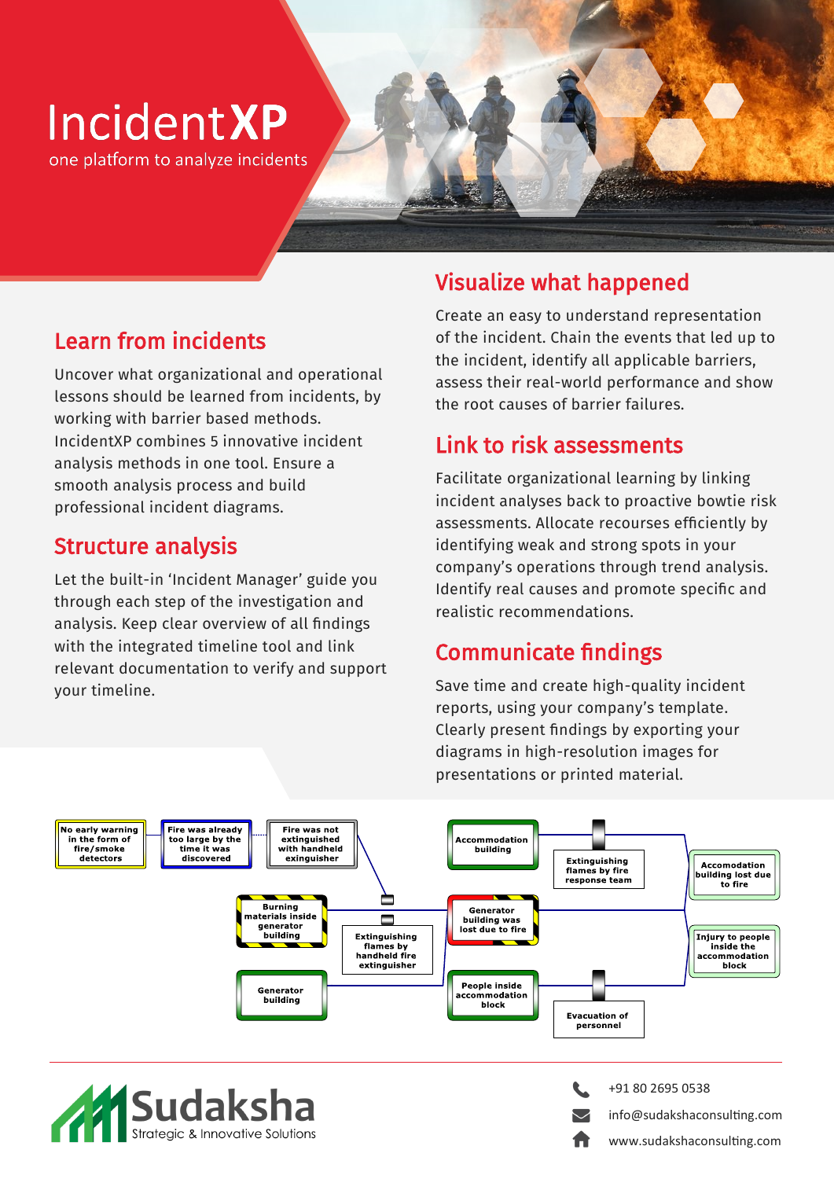# IncidentXP

one platform to analyze incidents

## Learn from incidents

Uncover what organizational and operational lessons should be learned from incidents, by working with barrier based methods. IncidentXP combines 5 innovative incident analysis methods in one tool. Ensure a smooth analysis process and build professional incident diagrams.

## Structure analysis

Let the built-in 'Incident Manager' guide you through each step of the investigation and analysis. Keep clear overview of all findings with the integrated timeline tool and link relevant documentation to verify and support your timeline.

## Visualize what happened

Create an easy to understand representation of the incident. Chain the events that led up to the incident, identify all applicable barriers, assess their real-world performance and show the root causes of barrier failures.

## Link to risk assessments

Facilitate organizational learning by linking incident analyses back to proactive bowtie risk assessments. Allocate recourses efficiently by identifying weak and strong spots in your company's operations through trend analysis. Identify real causes and promote specific and realistic recommendations.

## Communicate findings

Save time and create high-quality incident reports, using your company's template. Clearly present findings by exporting your diagrams in high-resolution images for presentations or printed material.

No early warning in the form of fire/smoke detectors

Fire was already too large by the time it was discovered

Fire was not extinguished with handheld exinguisher

Burning materials inside generator building

Extinguishing flames by handheld fire extinguisher

Generator building

Accommodation building

Extinguishing flames by fire response team

Generator building was lost due to fire

People inside accommodation block

Evacuation of personnel

Accomodation building lost due to fire

Injury to people inside the accommodation block

Sudaksha
Strategic & Innovative Solutions

+91 80 2695 0538

info@sudakshaconsulting.com

www.sudakshaconsulting.com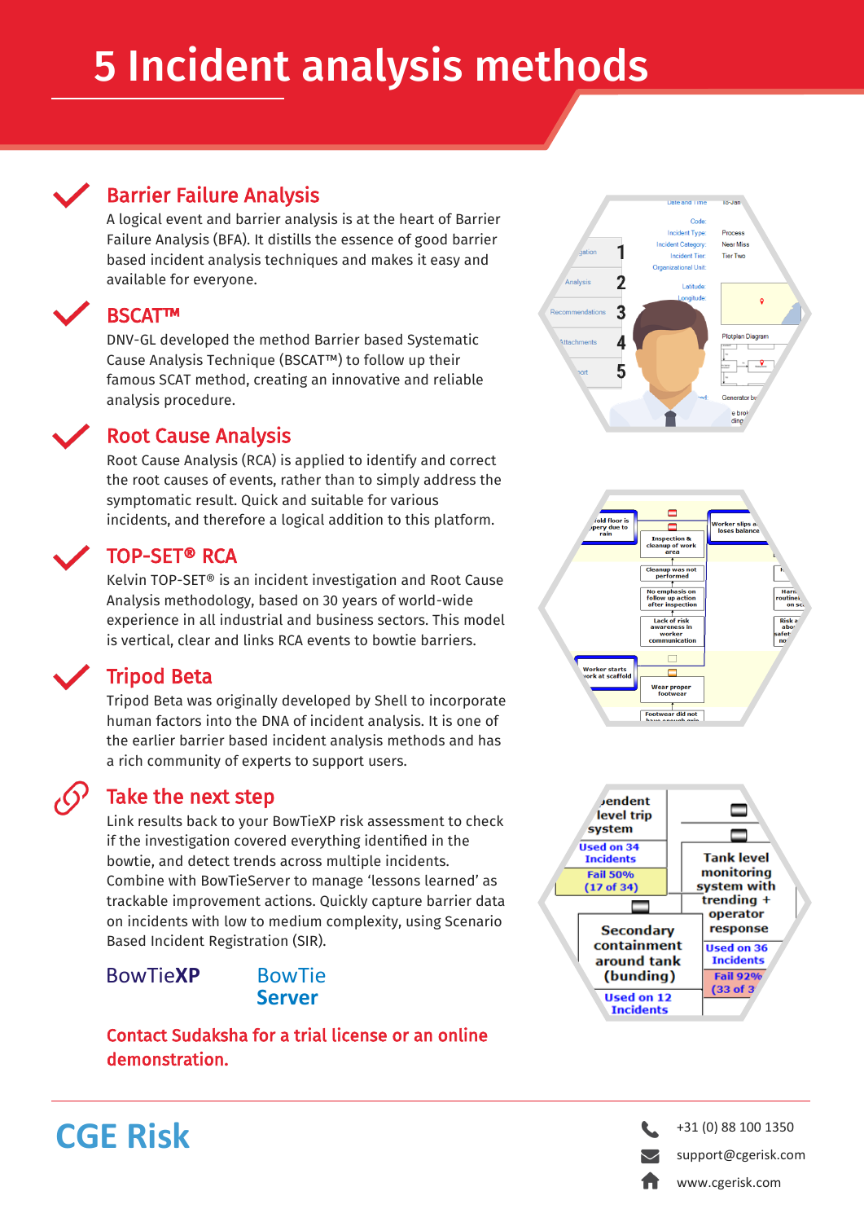# 5 Incident analysis methods

## Barrier Failure Analysis

A logical event and barrier analysis is at the heart of Barrier Failure Analysis (BFA). It distills the essence of good barrier based incident analysis techniques and makes it easy and available for everyone.

## BSCAT™

DNV-GL developed the method Barrier based Systematic Cause Analysis Technique (BSCAT™) to follow up their famous SCAT method, creating an innovative and reliable analysis procedure.

## Root Cause Analysis

Root Cause Analysis (RCA) is applied to identify and correct the root causes of events, rather than to simply address the symptomatic result. Quick and suitable for various incidents, and therefore a logical addition to this platform.

## TOP-SET® RCA

Kelvin TOP-SET® is an incident investigation and Root Cause Analysis methodology, based on 30 years of world-wide experience in all industrial and business sectors. This model is vertical, clear and links RCA events to bowtie barriers.

## Tripod Beta

Tripod Beta was originally developed by Shell to incorporate human factors into the DNA of incident analysis. It is one of the earlier barrier based incident analysis methods and has a rich community of experts to support users.

## Take the next step

Link results back to your BowTieXP risk assessment to check if the investigation covered everything identified in the bowtie, and detect trends across multiple incidents. Combine with BowTieServer to manage 'lessons learned' as trackable improvement actions. Quickly capture barrier data on incidents with low to medium complexity, using Scenario Based Incident Registration (SIR).

BowTieXP

BowTie Server

**Contact Sudaksha for a trial license or an online demonstration.**

CGE Risk

+31 (0) 88 100 1350

support@cgerisk.com

www.cgerisk.com